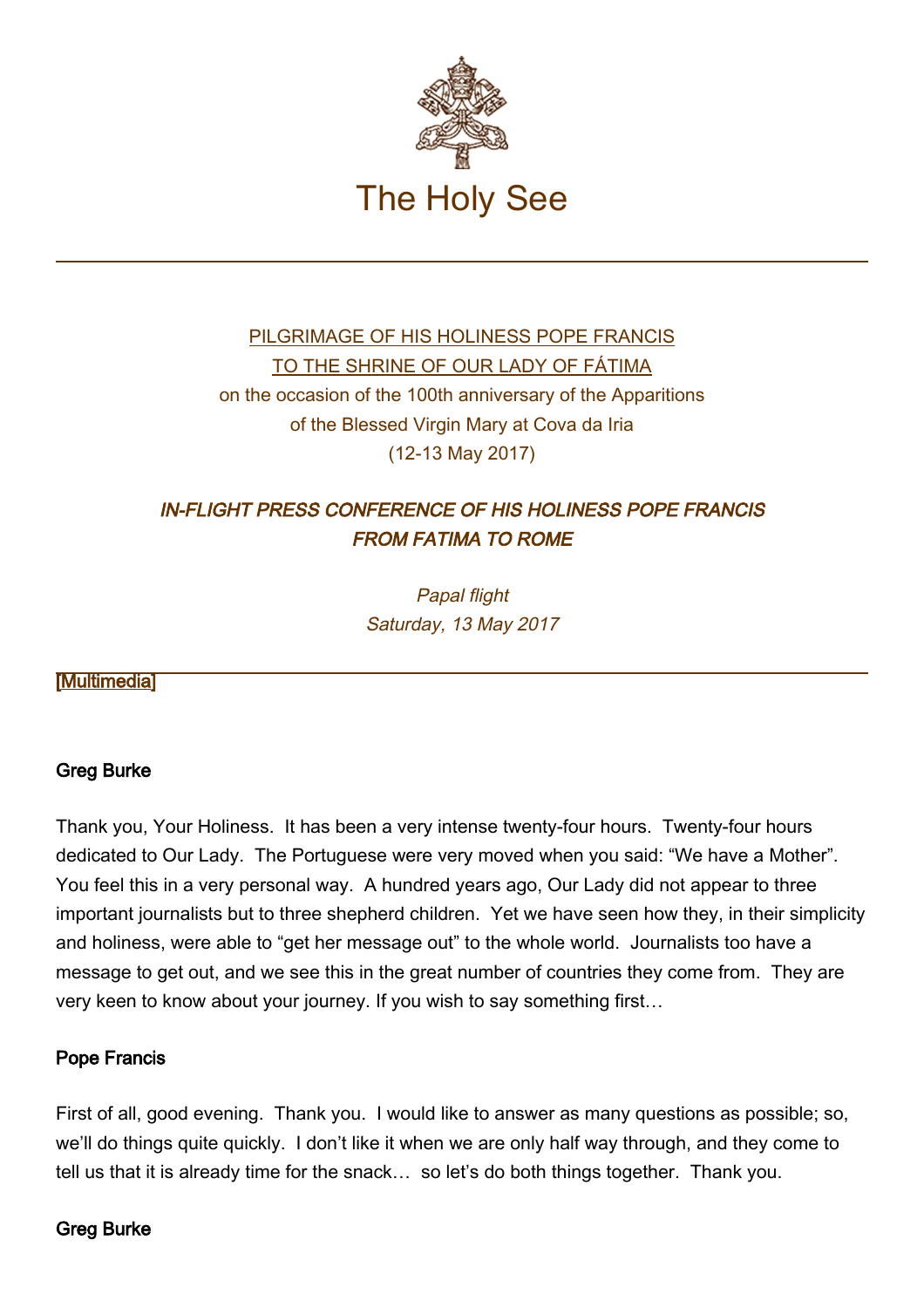# The Holy See

PILGRIMAGE OF HIS HOLINESS POPE FRANCIS
TO THE SHRINE OF OUR LADY OF FÁTIMA
on the occasion of the 100th anniversary of the Apparitions
of the Blessed Virgin Mary at Cova da Iria
(12-13 May 2017)

## *IN-FLIGHT PRESS CONFERENCE OF HIS HOLINESS POPE FRANCIS FROM FATIMA TO ROME*

*Papal flight*
*Saturday, 13 May 2017*

[Multimedia]

**Greg Burke**

Thank you, Your Holiness. It has been a very intense twenty-four hours. Twenty-four hours dedicated to Our Lady. The Portuguese were very moved when you said: "We have a Mother". You feel this in a very personal way. A hundred years ago, Our Lady did not appear to three important journalists but to three shepherd children. Yet we have seen how they, in their simplicity and holiness, were able to "get her message out" to the whole world. Journalists too have a message to get out, and we see this in the great number of countries they come from. They are very keen to know about your journey. If you wish to say something first…

**Pope Francis**

First of all, good evening. Thank you. I would like to answer as many questions as possible; so, we'll do things quite quickly. I don't like it when we are only half way through, and they come to tell us that it is already time for the snack… so let's do both things together. Thank you.

**Greg Burke**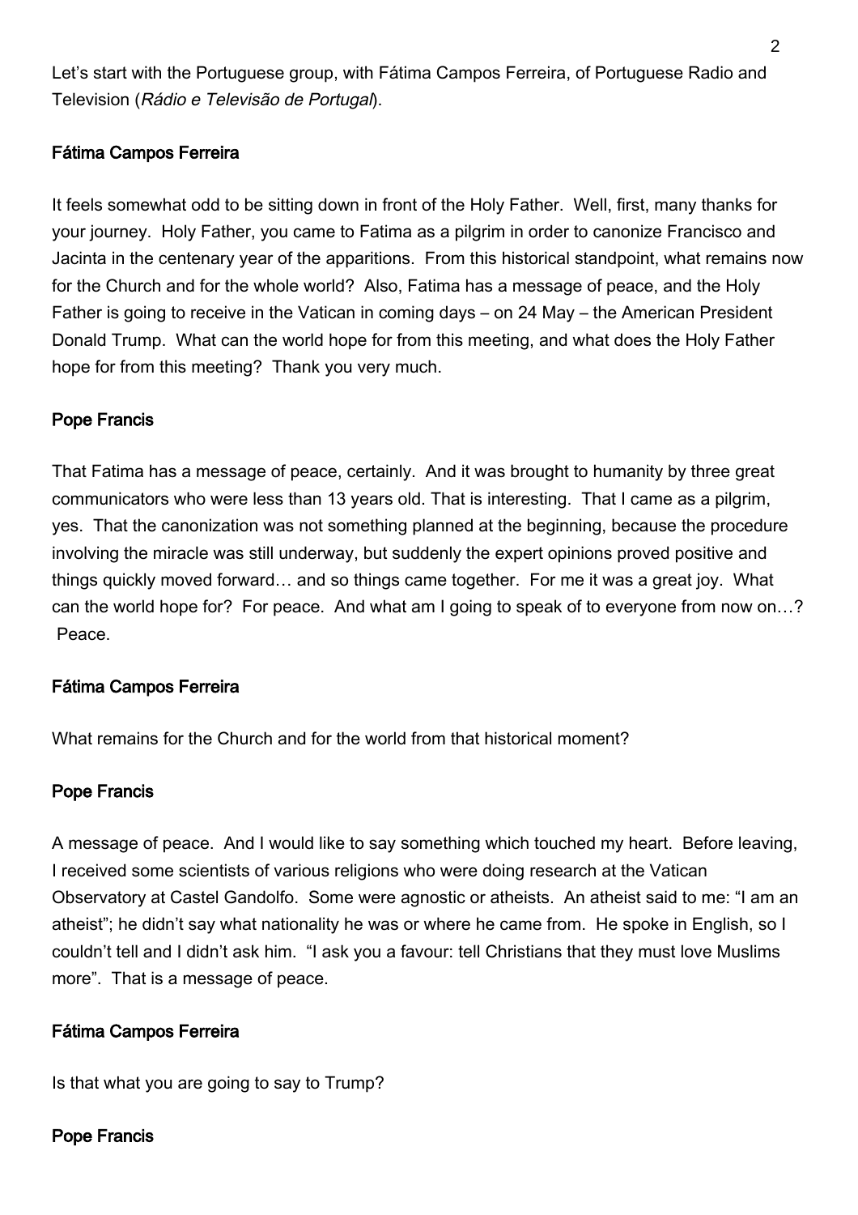Let's start with the Portuguese group, with Fátima Campos Ferreira, of Portuguese Radio and Television (*Rádio e Televisão de Portugal*).

**Fátima Campos Ferreira**

It feels somewhat odd to be sitting down in front of the Holy Father. Well, first, many thanks for your journey. Holy Father, you came to Fatima as a pilgrim in order to canonize Francisco and Jacinta in the centenary year of the apparitions. From this historical standpoint, what remains now for the Church and for the whole world? Also, Fatima has a message of peace, and the Holy Father is going to receive in the Vatican in coming days – on 24 May – the American President Donald Trump. What can the world hope for from this meeting, and what does the Holy Father hope for from this meeting? Thank you very much.

**Pope Francis**

That Fatima has a message of peace, certainly. And it was brought to humanity by three great communicators who were less than 13 years old. That is interesting. That I came as a pilgrim, yes. That the canonization was not something planned at the beginning, because the procedure involving the miracle was still underway, but suddenly the expert opinions proved positive and things quickly moved forward… and so things came together. For me it was a great joy. What can the world hope for? For peace. And what am I going to speak of to everyone from now on…? Peace.

**Fátima Campos Ferreira**

What remains for the Church and for the world from that historical moment?

**Pope Francis**

A message of peace. And I would like to say something which touched my heart. Before leaving, I received some scientists of various religions who were doing research at the Vatican Observatory at Castel Gandolfo. Some were agnostic or atheists. An atheist said to me: "I am an atheist"; he didn't say what nationality he was or where he came from. He spoke in English, so I couldn't tell and I didn't ask him. "I ask you a favour: tell Christians that they must love Muslims more". That is a message of peace.

**Fátima Campos Ferreira**

Is that what you are going to say to Trump?

**Pope Francis**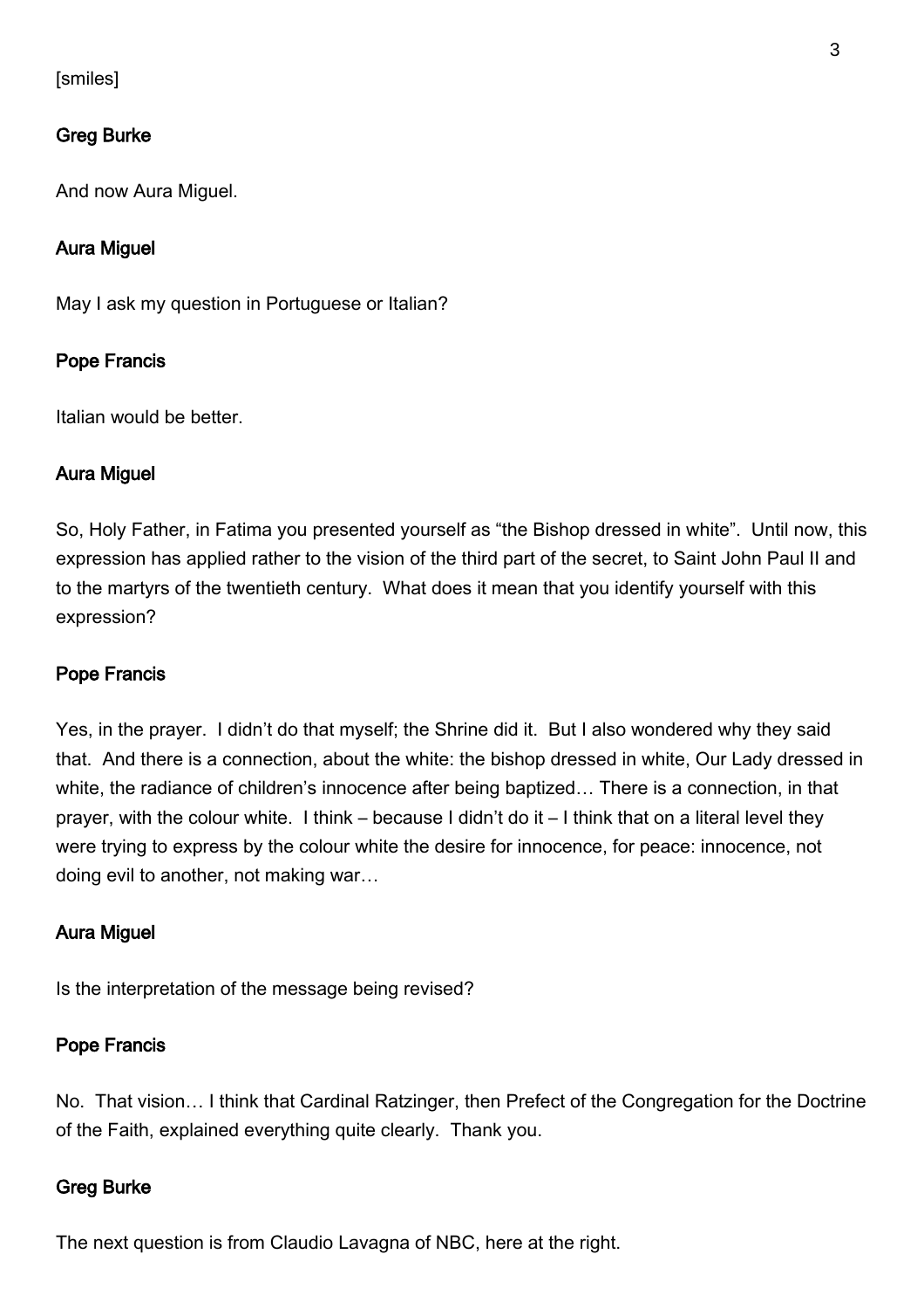[smiles]

**Greg Burke**

And now Aura Miguel.

**Aura Miguel**

May I ask my question in Portuguese or Italian?

**Pope Francis**

Italian would be better.

**Aura Miguel**

So, Holy Father, in Fatima you presented yourself as "the Bishop dressed in white". Until now, this expression has applied rather to the vision of the third part of the secret, to Saint John Paul II and to the martyrs of the twentieth century. What does it mean that you identify yourself with this expression?

**Pope Francis**

Yes, in the prayer. I didn't do that myself; the Shrine did it. But I also wondered why they said that. And there is a connection, about the white: the bishop dressed in white, Our Lady dressed in white, the radiance of children's innocence after being baptized… There is a connection, in that prayer, with the colour white. I think – because I didn't do it – I think that on a literal level they were trying to express by the colour white the desire for innocence, for peace: innocence, not doing evil to another, not making war…

**Aura Miguel**

Is the interpretation of the message being revised?

**Pope Francis**

No. That vision… I think that Cardinal Ratzinger, then Prefect of the Congregation for the Doctrine of the Faith, explained everything quite clearly. Thank you.

**Greg Burke**

The next question is from Claudio Lavagna of NBC, here at the right.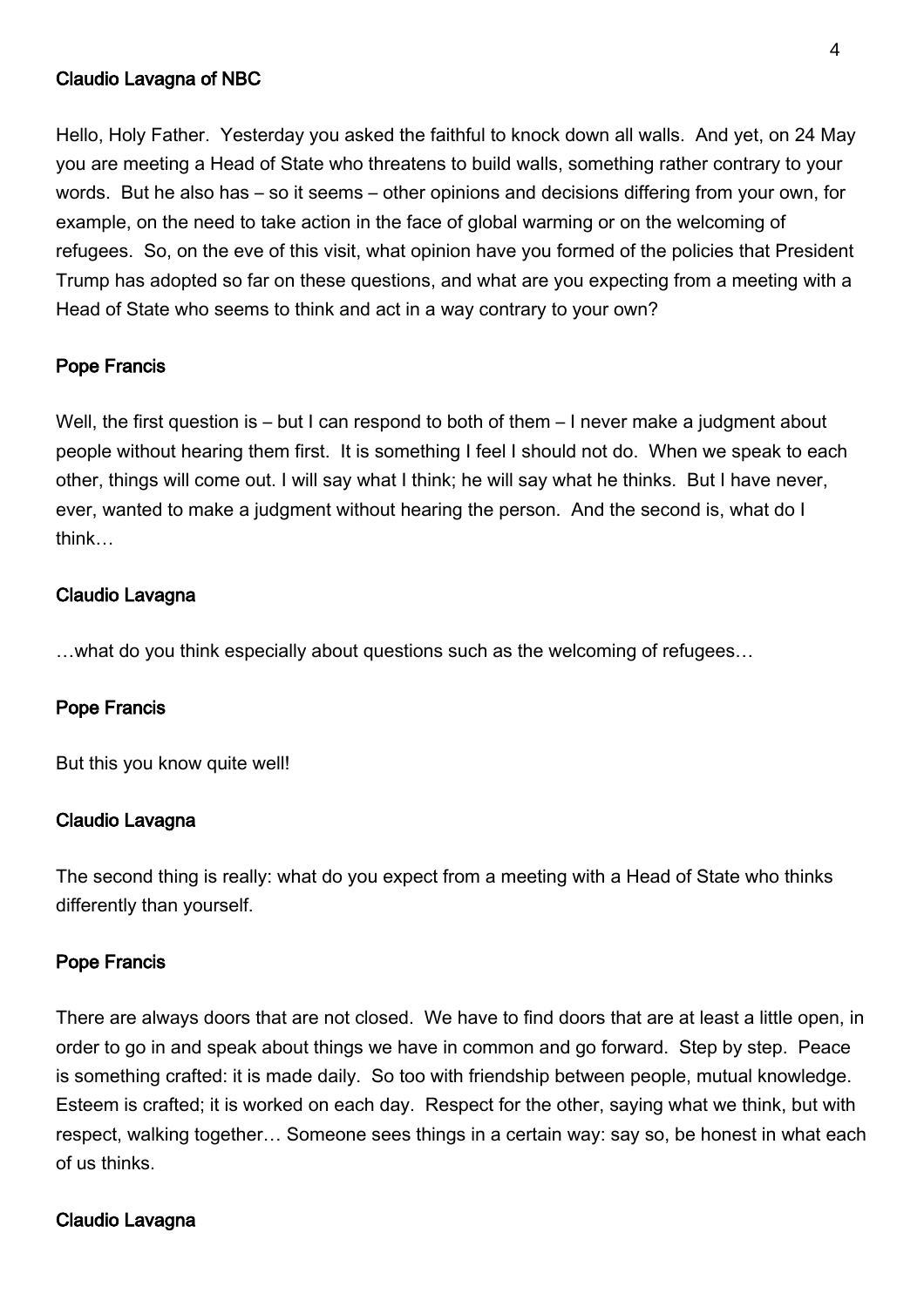**Claudio Lavagna of NBC**

Hello, Holy Father. Yesterday you asked the faithful to knock down all walls. And yet, on 24 May you are meeting a Head of State who threatens to build walls, something rather contrary to your words. But he also has – so it seems – other opinions and decisions differing from your own, for example, on the need to take action in the face of global warming or on the welcoming of refugees. So, on the eve of this visit, what opinion have you formed of the policies that President Trump has adopted so far on these questions, and what are you expecting from a meeting with a Head of State who seems to think and act in a way contrary to your own?

**Pope Francis**

Well, the first question is – but I can respond to both of them – I never make a judgment about people without hearing them first. It is something I feel I should not do. When we speak to each other, things will come out. I will say what I think; he will say what he thinks. But I have never, ever, wanted to make a judgment without hearing the person. And the second is, what do I think…

**Claudio Lavagna**

…what do you think especially about questions such as the welcoming of refugees…

**Pope Francis**

But this you know quite well!

**Claudio Lavagna**

The second thing is really: what do you expect from a meeting with a Head of State who thinks differently than yourself.

**Pope Francis**

There are always doors that are not closed. We have to find doors that are at least a little open, in order to go in and speak about things we have in common and go forward. Step by step. Peace is something crafted: it is made daily. So too with friendship between people, mutual knowledge. Esteem is crafted; it is worked on each day. Respect for the other, saying what we think, but with respect, walking together… Someone sees things in a certain way: say so, be honest in what each of us thinks.

**Claudio Lavagna**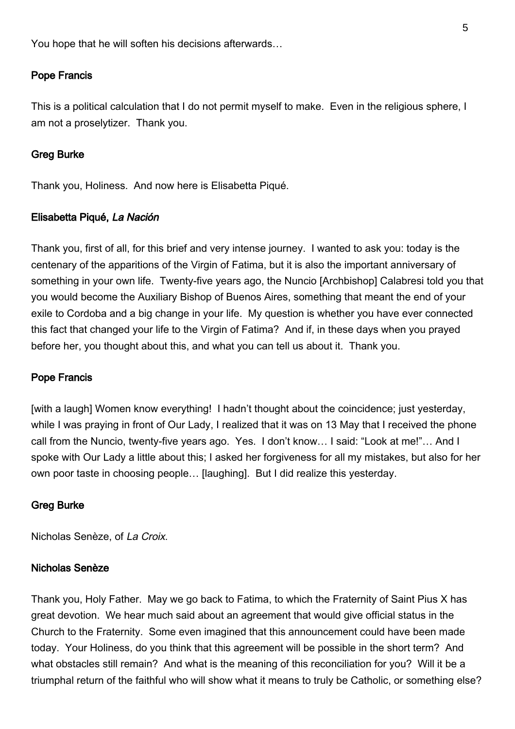You hope that he will soften his decisions afterwards…

**Pope Francis**

This is a political calculation that I do not permit myself to make. Even in the religious sphere, I am not a proselytizer. Thank you.

**Greg Burke**

Thank you, Holiness. And now here is Elisabetta Piqué.

**Elisabetta Piqué, *La Nación***

Thank you, first of all, for this brief and very intense journey. I wanted to ask you: today is the centenary of the apparitions of the Virgin of Fatima, but it is also the important anniversary of something in your own life. Twenty-five years ago, the Nuncio [Archbishop] Calabresi told you that you would become the Auxiliary Bishop of Buenos Aires, something that meant the end of your exile to Cordoba and a big change in your life. My question is whether you have ever connected this fact that changed your life to the Virgin of Fatima? And if, in these days when you prayed before her, you thought about this, and what you can tell us about it. Thank you.

**Pope Francis**

[with a laugh] Women know everything! I hadn't thought about the coincidence; just yesterday, while I was praying in front of Our Lady, I realized that it was on 13 May that I received the phone call from the Nuncio, twenty-five years ago. Yes. I don't know… I said: "Look at me!"… And I spoke with Our Lady a little about this; I asked her forgiveness for all my mistakes, but also for her own poor taste in choosing people… [laughing]. But I did realize this yesterday.

**Greg Burke**

Nicholas Senèze, of *La Croix*.

**Nicholas Senèze**

Thank you, Holy Father. May we go back to Fatima, to which the Fraternity of Saint Pius X has great devotion. We hear much said about an agreement that would give official status in the Church to the Fraternity. Some even imagined that this announcement could have been made today. Your Holiness, do you think that this agreement will be possible in the short term? And what obstacles still remain? And what is the meaning of this reconciliation for you? Will it be a triumphal return of the faithful who will show what it means to truly be Catholic, or something else?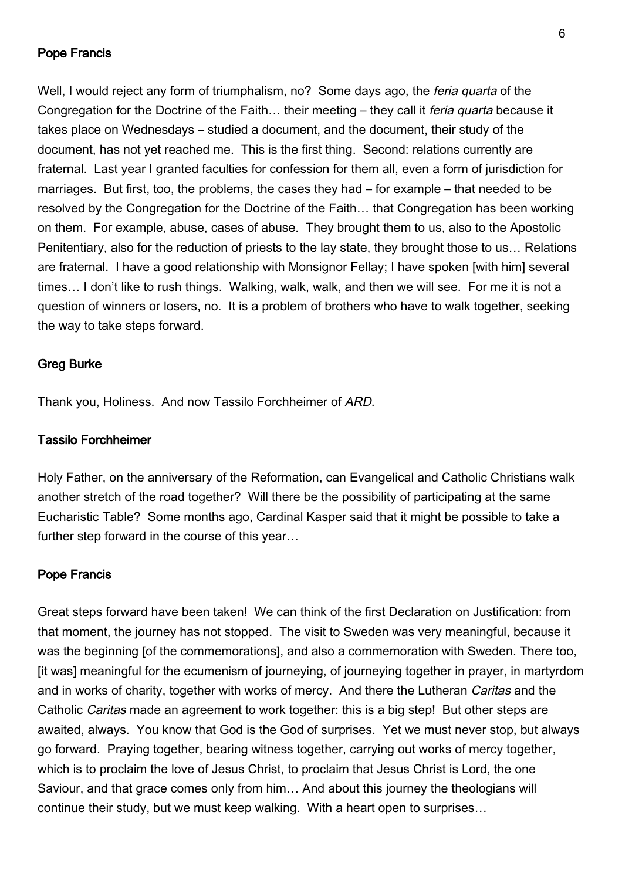**Pope Francis**

Well, I would reject any form of triumphalism, no? Some days ago, the *feria quarta* of the Congregation for the Doctrine of the Faith… their meeting – they call it *feria quarta* because it takes place on Wednesdays – studied a document, and the document, their study of the document, has not yet reached me. This is the first thing. Second: relations currently are fraternal. Last year I granted faculties for confession for them all, even a form of jurisdiction for marriages. But first, too, the problems, the cases they had – for example – that needed to be resolved by the Congregation for the Doctrine of the Faith… that Congregation has been working on them. For example, abuse, cases of abuse. They brought them to us, also to the Apostolic Penitentiary, also for the reduction of priests to the lay state, they brought those to us… Relations are fraternal. I have a good relationship with Monsignor Fellay; I have spoken [with him] several times… I don't like to rush things. Walking, walk, walk, and then we will see. For me it is not a question of winners or losers, no. It is a problem of brothers who have to walk together, seeking the way to take steps forward.

**Greg Burke**

Thank you, Holiness. And now Tassilo Forchheimer of *ARD*.

**Tassilo Forchheimer**

Holy Father, on the anniversary of the Reformation, can Evangelical and Catholic Christians walk another stretch of the road together? Will there be the possibility of participating at the same Eucharistic Table? Some months ago, Cardinal Kasper said that it might be possible to take a further step forward in the course of this year…

**Pope Francis**

Great steps forward have been taken! We can think of the first Declaration on Justification: from that moment, the journey has not stopped. The visit to Sweden was very meaningful, because it was the beginning [of the commemorations], and also a commemoration with Sweden. There too, [it was] meaningful for the ecumenism of journeying, of journeying together in prayer, in martyrdom and in works of charity, together with works of mercy. And there the Lutheran *Caritas* and the Catholic *Caritas* made an agreement to work together: this is a big step! But other steps are awaited, always. You know that God is the God of surprises. Yet we must never stop, but always go forward. Praying together, bearing witness together, carrying out works of mercy together, which is to proclaim the love of Jesus Christ, to proclaim that Jesus Christ is Lord, the one Saviour, and that grace comes only from him… And about this journey the theologians will continue their study, but we must keep walking. With a heart open to surprises…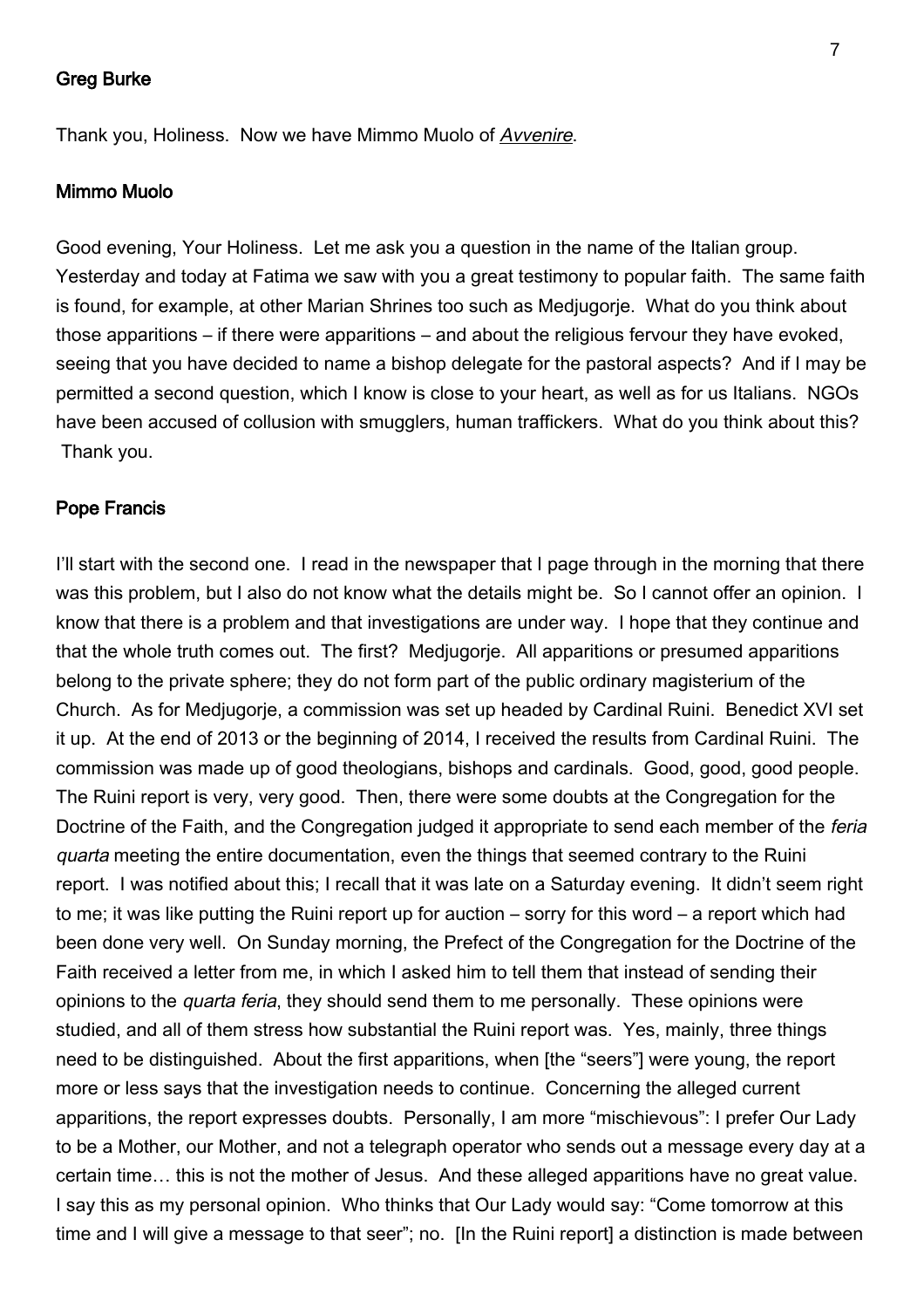**Greg Burke**

Thank you, Holiness. Now we have Mimmo Muolo of *Avvenire*.

**Mimmo Muolo**

Good evening, Your Holiness. Let me ask you a question in the name of the Italian group. Yesterday and today at Fatima we saw with you a great testimony to popular faith. The same faith is found, for example, at other Marian Shrines too such as Medjugorje. What do you think about those apparitions – if there were apparitions – and about the religious fervour they have evoked, seeing that you have decided to name a bishop delegate for the pastoral aspects? And if I may be permitted a second question, which I know is close to your heart, as well as for us Italians. NGOs have been accused of collusion with smugglers, human traffickers. What do you think about this? Thank you.

**Pope Francis**

I'll start with the second one. I read in the newspaper that I page through in the morning that there was this problem, but I also do not know what the details might be. So I cannot offer an opinion. I know that there is a problem and that investigations are under way. I hope that they continue and that the whole truth comes out. The first? Medjugorje. All apparitions or presumed apparitions belong to the private sphere; they do not form part of the public ordinary magisterium of the Church. As for Medjugorje, a commission was set up headed by Cardinal Ruini. Benedict XVI set it up. At the end of 2013 or the beginning of 2014, I received the results from Cardinal Ruini. The commission was made up of good theologians, bishops and cardinals. Good, good, good people. The Ruini report is very, very good. Then, there were some doubts at the Congregation for the Doctrine of the Faith, and the Congregation judged it appropriate to send each member of the *feria quarta* meeting the entire documentation, even the things that seemed contrary to the Ruini report. I was notified about this; I recall that it was late on a Saturday evening. It didn't seem right to me; it was like putting the Ruini report up for auction – sorry for this word – a report which had been done very well. On Sunday morning, the Prefect of the Congregation for the Doctrine of the Faith received a letter from me, in which I asked him to tell them that instead of sending their opinions to the *quarta feria*, they should send them to me personally. These opinions were studied, and all of them stress how substantial the Ruini report was. Yes, mainly, three things need to be distinguished. About the first apparitions, when [the "seers"] were young, the report more or less says that the investigation needs to continue. Concerning the alleged current apparitions, the report expresses doubts. Personally, I am more "mischievous": I prefer Our Lady to be a Mother, our Mother, and not a telegraph operator who sends out a message every day at a certain time… this is not the mother of Jesus. And these alleged apparitions have no great value. I say this as my personal opinion. Who thinks that Our Lady would say: "Come tomorrow at this time and I will give a message to that seer"; no. [In the Ruini report] a distinction is made between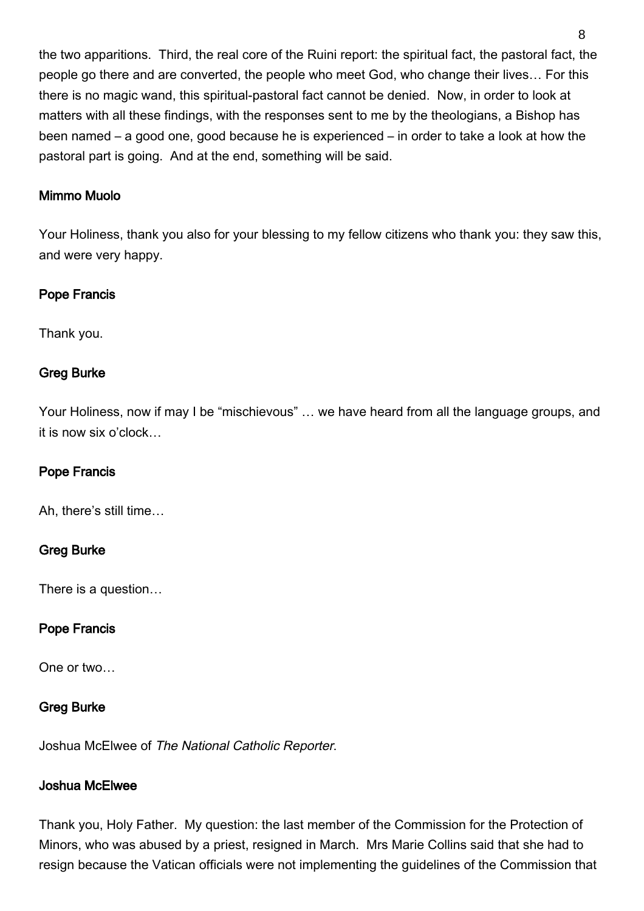the two apparitions. Third, the real core of the Ruini report: the spiritual fact, the pastoral fact, the people go there and are converted, the people who meet God, who change their lives… For this there is no magic wand, this spiritual-pastoral fact cannot be denied. Now, in order to look at matters with all these findings, with the responses sent to me by the theologians, a Bishop has been named – a good one, good because he is experienced – in order to take a look at how the pastoral part is going. And at the end, something will be said.

**Mimmo Muolo**

Your Holiness, thank you also for your blessing to my fellow citizens who thank you: they saw this, and were very happy.

**Pope Francis**

Thank you.

**Greg Burke**

Your Holiness, now if may I be "mischievous" … we have heard from all the language groups, and it is now six o'clock…

**Pope Francis**

Ah, there's still time…

**Greg Burke**

There is a question…

**Pope Francis**

One or two…

**Greg Burke**

Joshua McElwee of *The National Catholic Reporter*.

**Joshua McElwee**

Thank you, Holy Father. My question: the last member of the Commission for the Protection of Minors, who was abused by a priest, resigned in March. Mrs Marie Collins said that she had to resign because the Vatican officials were not implementing the guidelines of the Commission that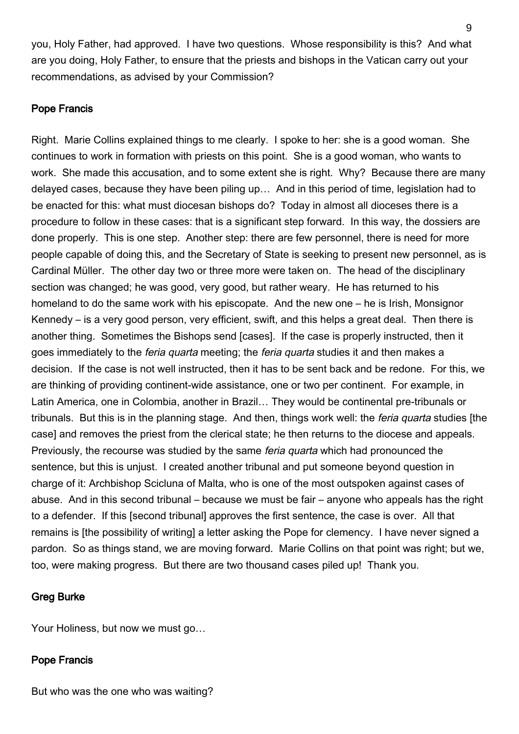you, Holy Father, had approved. I have two questions. Whose responsibility is this? And what are you doing, Holy Father, to ensure that the priests and bishops in the Vatican carry out your recommendations, as advised by your Commission?

**Pope Francis**

Right. Marie Collins explained things to me clearly. I spoke to her: she is a good woman. She continues to work in formation with priests on this point. She is a good woman, who wants to work. She made this accusation, and to some extent she is right. Why? Because there are many delayed cases, because they have been piling up… And in this period of time, legislation had to be enacted for this: what must diocesan bishops do? Today in almost all dioceses there is a procedure to follow in these cases: that is a significant step forward. In this way, the dossiers are done properly. This is one step. Another step: there are few personnel, there is need for more people capable of doing this, and the Secretary of State is seeking to present new personnel, as is Cardinal Müller. The other day two or three more were taken on. The head of the disciplinary section was changed; he was good, very good, but rather weary. He has returned to his homeland to do the same work with his episcopate. And the new one – he is Irish, Monsignor Kennedy – is a very good person, very efficient, swift, and this helps a great deal. Then there is another thing. Sometimes the Bishops send [cases]. If the case is properly instructed, then it goes immediately to the *feria quarta* meeting; the *feria quarta* studies it and then makes a decision. If the case is not well instructed, then it has to be sent back and be redone. For this, we are thinking of providing continent-wide assistance, one or two per continent. For example, in Latin America, one in Colombia, another in Brazil… They would be continental pre-tribunals or tribunals. But this is in the planning stage. And then, things work well: the *feria quarta* studies [the case] and removes the priest from the clerical state; he then returns to the diocese and appeals. Previously, the recourse was studied by the same *feria quarta* which had pronounced the sentence, but this is unjust. I created another tribunal and put someone beyond question in charge of it: Archbishop Scicluna of Malta, who is one of the most outspoken against cases of abuse. And in this second tribunal – because we must be fair – anyone who appeals has the right to a defender. If this [second tribunal] approves the first sentence, the case is over. All that remains is [the possibility of writing] a letter asking the Pope for clemency. I have never signed a pardon. So as things stand, we are moving forward. Marie Collins on that point was right; but we, too, were making progress. But there are two thousand cases piled up! Thank you.

**Greg Burke**

Your Holiness, but now we must go…

**Pope Francis**

But who was the one who was waiting?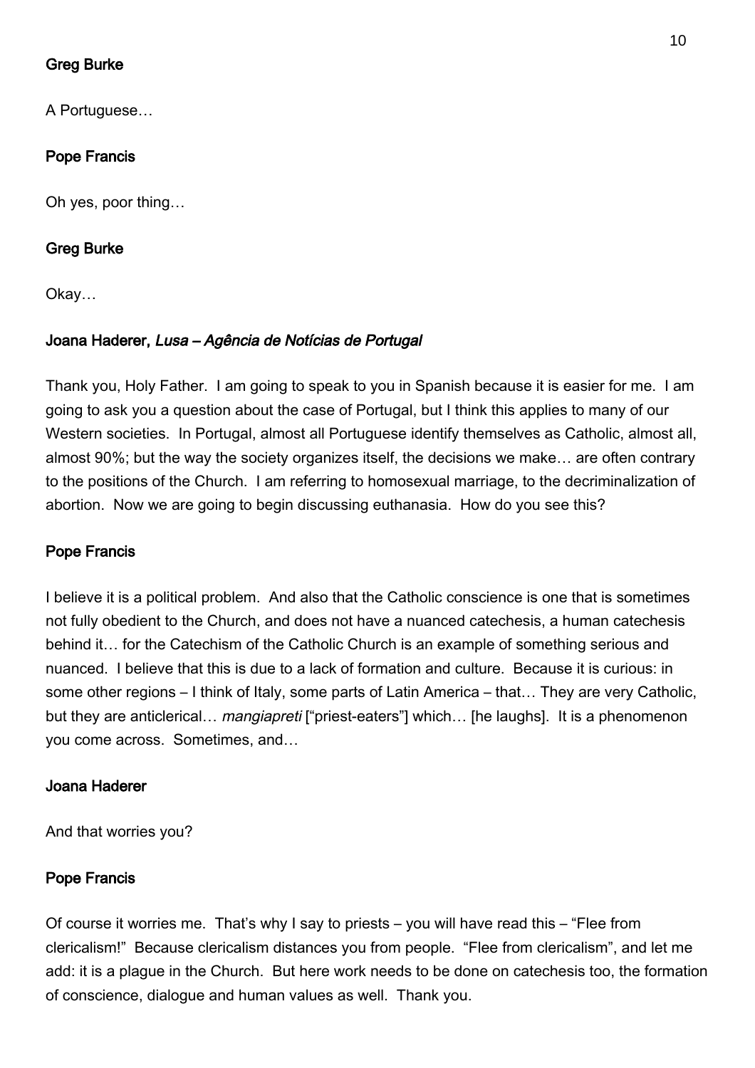**Greg Burke**

A Portuguese…

**Pope Francis**

Oh yes, poor thing…

**Greg Burke**

Okay…

**Joana Haderer, *Lusa – Agência de Notícias de Portugal***

Thank you, Holy Father. I am going to speak to you in Spanish because it is easier for me. I am going to ask you a question about the case of Portugal, but I think this applies to many of our Western societies. In Portugal, almost all Portuguese identify themselves as Catholic, almost all, almost 90%; but the way the society organizes itself, the decisions we make… are often contrary to the positions of the Church. I am referring to homosexual marriage, to the decriminalization of abortion. Now we are going to begin discussing euthanasia. How do you see this?

**Pope Francis**

I believe it is a political problem. And also that the Catholic conscience is one that is sometimes not fully obedient to the Church, and does not have a nuanced catechesis, a human catechesis behind it… for the Catechism of the Catholic Church is an example of something serious and nuanced. I believe that this is due to a lack of formation and culture. Because it is curious: in some other regions – I think of Italy, some parts of Latin America – that… They are very Catholic, but they are anticlerical… *mangiapreti* ["priest-eaters"] which… [he laughs]. It is a phenomenon you come across. Sometimes, and…

**Joana Haderer**

And that worries you?

**Pope Francis**

Of course it worries me. That's why I say to priests – you will have read this – "Flee from clericalism!" Because clericalism distances you from people. "Flee from clericalism", and let me add: it is a plague in the Church. But here work needs to be done on catechesis too, the formation of conscience, dialogue and human values as well. Thank you.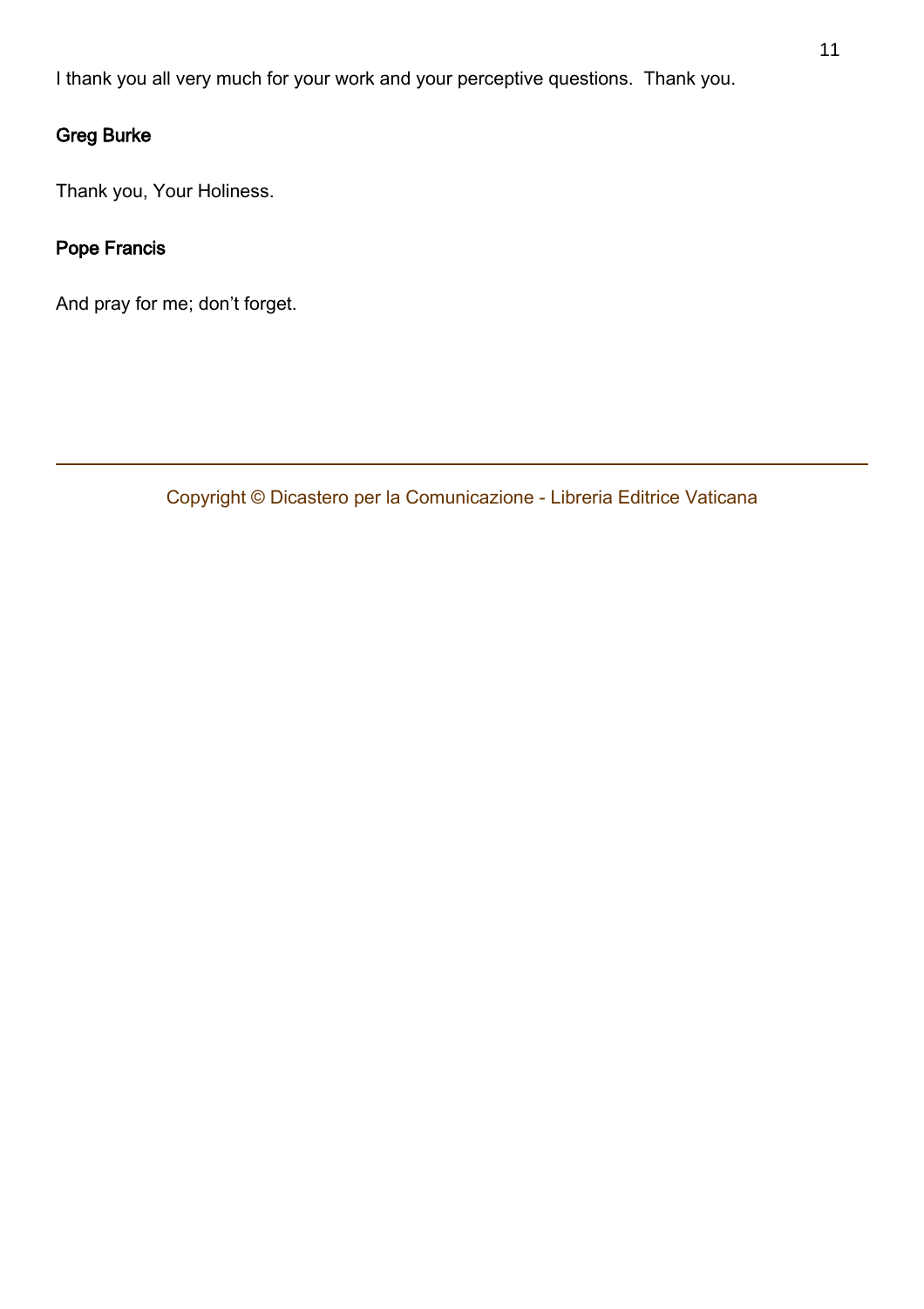I thank you all very much for your work and your perceptive questions.  Thank you.

**Greg Burke**

Thank you, Your Holiness.

**Pope Francis**

And pray for me; don't forget.

---

Copyright © Dicastero per la Comunicazione - Libreria Editrice Vaticana